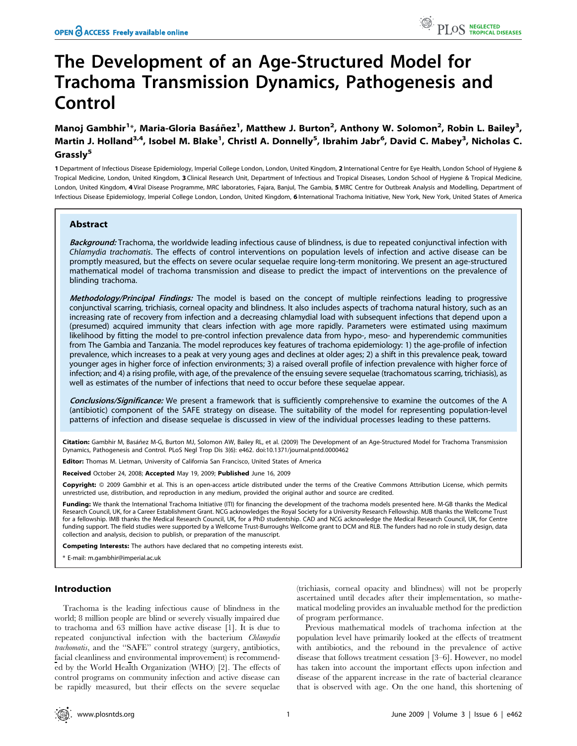# The Development of an Age-Structured Model for Trachoma Transmission Dynamics, Pathogenesis and Control

**Manoj Gambhir[1]*, Maria-Gloria Basáñez[1], Matthew J. Burton[2], Anthony W. Solomon[2], Robin L. Bailey[3], Martin J. Holland[3,4], Isobel M. Blake[1], Christl A. Donnelly[5], Ibrahim Jabr[6], David C. Mabey[3], Nicholas C. Grassly[5]**

1 Department of Infectious Disease Epidemiology, Imperial College London, London, United Kingdom, 2 International Centre for Eye Health, London School of Hygiene & Tropical Medicine, London, United Kingdom, 3 Clinical Research Unit, Department of Infectious and Tropical Diseases, London School of Hygiene & Tropical Medicine, London, United Kingdom, 4 Viral Disease Programme, MRC laboratories, Fajara, Banjul, The Gambia, 5 MRC Centre for Outbreak Analysis and Modelling, Department of Infectious Disease Epidemiology, Imperial College London, London, United Kingdom, 6 International Trachoma Initiative, New York, New York, United States of America

## Abstract

***Background:*** Trachoma, the worldwide leading infectious cause of blindness, is due to repeated conjunctival infection with *Chlamydia trachomatis*. The effects of control interventions on population levels of infection and active disease can be promptly measured, but the effects on severe ocular sequelae require long-term monitoring. We present an age-structured mathematical model of trachoma transmission and disease to predict the impact of interventions on the prevalence of blinding trachoma.

***Methodology/Principal Findings:*** The model is based on the concept of multiple reinfections leading to progressive conjunctival scarring, trichiasis, corneal opacity and blindness. It also includes aspects of trachoma natural history, such as an increasing rate of recovery from infection and a decreasing chlamydial load with subsequent infections that depend upon a (presumed) acquired immunity that clears infection with age more rapidly. Parameters were estimated using maximum likelihood by fitting the model to pre-control infection prevalence data from hypo-, meso- and hyperendemic communities from The Gambia and Tanzania. The model reproduces key features of trachoma epidemiology: 1) the age-profile of infection prevalence, which increases to a peak at very young ages and declines at older ages; 2) a shift in this prevalence peak, toward younger ages in higher force of infection environments; 3) a raised overall profile of infection prevalence with higher force of infection; and 4) a rising profile, with age, of the prevalence of the ensuing severe sequelae (trachomatous scarring, trichiasis), as well as estimates of the number of infections that need to occur before these sequelae appear.

***Conclusions/Significance:*** We present a framework that is sufficiently comprehensive to examine the outcomes of the A (antibiotic) component of the SAFE strategy on disease. The suitability of the model for representing population-level patterns of infection and disease sequelae is discussed in view of the individual processes leading to these patterns.

**Citation:** Gambhir M, Basáñez M-G, Burton MJ, Solomon AW, Bailey RL, et al. (2009) The Development of an Age-Structured Model for Trachoma Transmission Dynamics, Pathogenesis and Control. PLoS Negl Trop Dis 3(6): e462. doi:10.1371/journal.pntd.0000462

**Editor:** Thomas M. Lietman, University of California San Francisco, United States of America

**Received** October 24, 2008; **Accepted** May 19, 2009; **Published** June 16, 2009

**Copyright:** © 2009 Gambhir et al. This is an open-access article distributed under the terms of the Creative Commons Attribution License, which permits unrestricted use, distribution, and reproduction in any medium, provided the original author and source are credited.

**Funding:** We thank the International Trachoma Initiative (ITI) for financing the development of the trachoma models presented here. M-GB thanks the Medical Research Council, UK, for a Career Establishment Grant. NCG acknowledges the Royal Society for a University Research Fellowship. MJB thanks the Wellcome Trust for a fellowship. IMB thanks the Medical Research Council, UK, for a PhD studentship. CAD and NCG acknowledge the Medical Research Council, UK, for Centre funding support. The field studies were supported by a Wellcome Trust-Burroughs Wellcome grant to DCM and RLB. The funders had no role in study design, data collection and analysis, decision to publish, or preparation of the manuscript.

**Competing Interests:** The authors have declared that no competing interests exist.

\* E-mail: m.gambhir@imperial.ac.uk

## Introduction

Trachoma is the leading infectious cause of blindness in the world; 8 million people are blind or severely visually impaired due to trachoma and 63 million have active disease [1]. It is due to repeated conjunctival infection with the bacterium *Chlamydia trachomatis*, and the "SAFE" control strategy (surgery, antibiotics, facial cleanliness and environmental improvement) is recommended by the World Health Organization (WHO) [2]. The effects of control programs on community infection and active disease can be rapidly measured, but their effects on the severe sequelae (trichiasis, corneal opacity and blindness) will not be properly ascertained until decades after their implementation, so mathematical modeling provides an invaluable method for the prediction of program performance.

Previous mathematical models of trachoma infection at the population level have primarily looked at the effects of treatment with antibiotics, and the rebound in the prevalence of active disease that follows treatment cessation [3–6]. However, no model has taken into account the important effects upon infection and disease of the apparent increase in the rate of bacterial clearance that is observed with age. On the one hand, this shortening of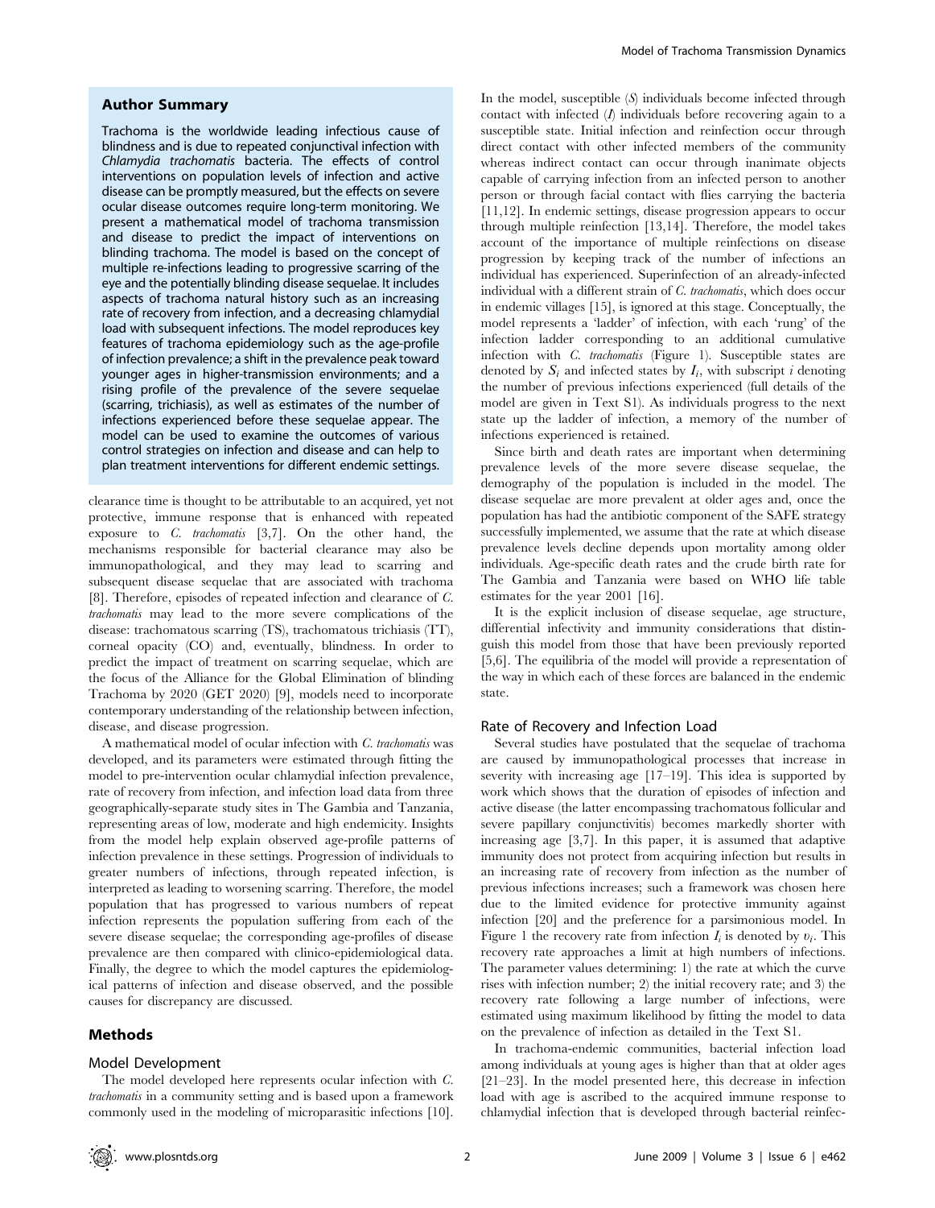## Author Summary

Trachoma is the worldwide leading infectious cause of blindness and is due to repeated conjunctival infection with *Chlamydia trachomatis* bacteria. The effects of control interventions on population levels of infection and active disease can be promptly measured, but the effects on severe ocular disease outcomes require long-term monitoring. We present a mathematical model of trachoma transmission and disease to predict the impact of interventions on blinding trachoma. The model is based on the concept of multiple re-infections leading to progressive scarring of the eye and the potentially blinding disease sequelae. It includes aspects of trachoma natural history such as an increasing rate of recovery from infection, and a decreasing chlamydial load with subsequent infections. The model reproduces key features of trachoma epidemiology such as the age-profile of infection prevalence; a shift in the prevalence peak toward younger ages in higher-transmission environments; and a rising profile of the prevalence of the severe sequelae (scarring, trichiasis), as well as estimates of the number of infections experienced before these sequelae appear. The model can be used to examine the outcomes of various control strategies on infection and disease and can help to plan treatment interventions for different endemic settings.

clearance time is thought to be attributable to an acquired, yet not protective, immune response that is enhanced with repeated exposure to *C. trachomatis* [3,7]. On the other hand, the mechanisms responsible for bacterial clearance may also be immunopathological, and they may lead to scarring and subsequent disease sequelae that are associated with trachoma [8]. Therefore, episodes of repeated infection and clearance of *C. trachomatis* may lead to the more severe complications of the disease: trachomatous scarring (TS), trachomatous trichiasis (TT), corneal opacity (CO) and, eventually, blindness. In order to predict the impact of treatment on scarring sequelae, which are the focus of the Alliance for the Global Elimination of blinding Trachoma by 2020 (GET 2020) [9], models need to incorporate contemporary understanding of the relationship between infection, disease, and disease progression.

A mathematical model of ocular infection with *C. trachomatis* was developed, and its parameters were estimated through fitting the model to pre-intervention ocular chlamydial infection prevalence, rate of recovery from infection, and infection load data from three geographically-separate study sites in The Gambia and Tanzania, representing areas of low, moderate and high endemicity. Insights from the model help explain observed age-profile patterns of infection prevalence in these settings. Progression of individuals to greater numbers of infections, through repeated infection, is interpreted as leading to worsening scarring. Therefore, the model population that has progressed to various numbers of repeat infection represents the population suffering from each of the severe disease sequelae; the corresponding age-profiles of disease prevalence are then compared with clinico-epidemiological data. Finally, the degree to which the model captures the epidemiological patterns of infection and disease observed, and the possible causes for discrepancy are discussed.

## Methods

### Model Development

The model developed here represents ocular infection with *C. trachomatis* in a community setting and is based upon a framework commonly used in the modeling of microparasitic infections [10]. In the model, susceptible ($S$) individuals become infected through contact with infected ($I$) individuals before recovering again to a susceptible state. Initial infection and reinfection occur through direct contact with other infected members of the community whereas indirect contact can occur through inanimate objects capable of carrying infection from an infected person to another person or through facial contact with flies carrying the bacteria [11,12]. In endemic settings, disease progression appears to occur through multiple reinfection [13,14]. Therefore, the model takes account of the importance of multiple reinfections on disease progression by keeping track of the number of infections an individual has experienced. Superinfection of an already-infected individual with a different strain of *C. trachomatis*, which does occur in endemic villages [15], is ignored at this stage. Conceptually, the model represents a 'ladder' of infection, with each 'rung' of the infection ladder corresponding to an additional cumulative infection with *C. trachomatis* (Figure 1). Susceptible states are denoted by $S_i$ and infected states by $I_i$, with subscript $i$ denoting the number of previous infections experienced (full details of the model are given in Text S1). As individuals progress to the next state up the ladder of infection, a memory of the number of infections experienced is retained.

Since birth and death rates are important when determining prevalence levels of the more severe disease sequelae, the demography of the population is included in the model. The disease sequelae are more prevalent at older ages and, once the population has had the antibiotic component of the SAFE strategy successfully implemented, we assume that the rate at which disease prevalence levels decline depends upon mortality among older individuals. Age-specific death rates and the crude birth rate for The Gambia and Tanzania were based on WHO life table estimates for the year 2001 [16].

It is the explicit inclusion of disease sequelae, age structure, differential infectivity and immunity considerations that distinguish this model from those that have been previously reported [5,6]. The equilibria of the model will provide a representation of the way in which each of these forces are balanced in the endemic state.

### Rate of Recovery and Infection Load

Several studies have postulated that the sequelae of trachoma are caused by immunopathological processes that increase in severity with increasing age [17–19]. This idea is supported by work which shows that the duration of episodes of infection and active disease (the latter encompassing trachomatous follicular and severe papillary conjunctivitis) becomes markedly shorter with increasing age [3,7]. In this paper, it is assumed that adaptive immunity does not protect from acquiring infection but results in an increasing rate of recovery from infection as the number of previous infections increases; such a framework was chosen here due to the limited evidence for protective immunity against infection [20] and the preference for a parsimonious model. In Figure 1 the recovery rate from infection $I_i$ is denoted by $\upsilon_i$. This recovery rate approaches a limit at high numbers of infections. The parameter values determining: 1) the rate at which the curve rises with infection number; 2) the initial recovery rate; and 3) the recovery rate following a large number of infections, were estimated using maximum likelihood by fitting the model to data on the prevalence of infection as detailed in the Text S1.

In trachoma-endemic communities, bacterial infection load among individuals at young ages is higher than that at older ages [21–23]. In the model presented here, this decrease in infection load with age is ascribed to the acquired immune response to chlamydial infection that is developed through bacterial reinfec-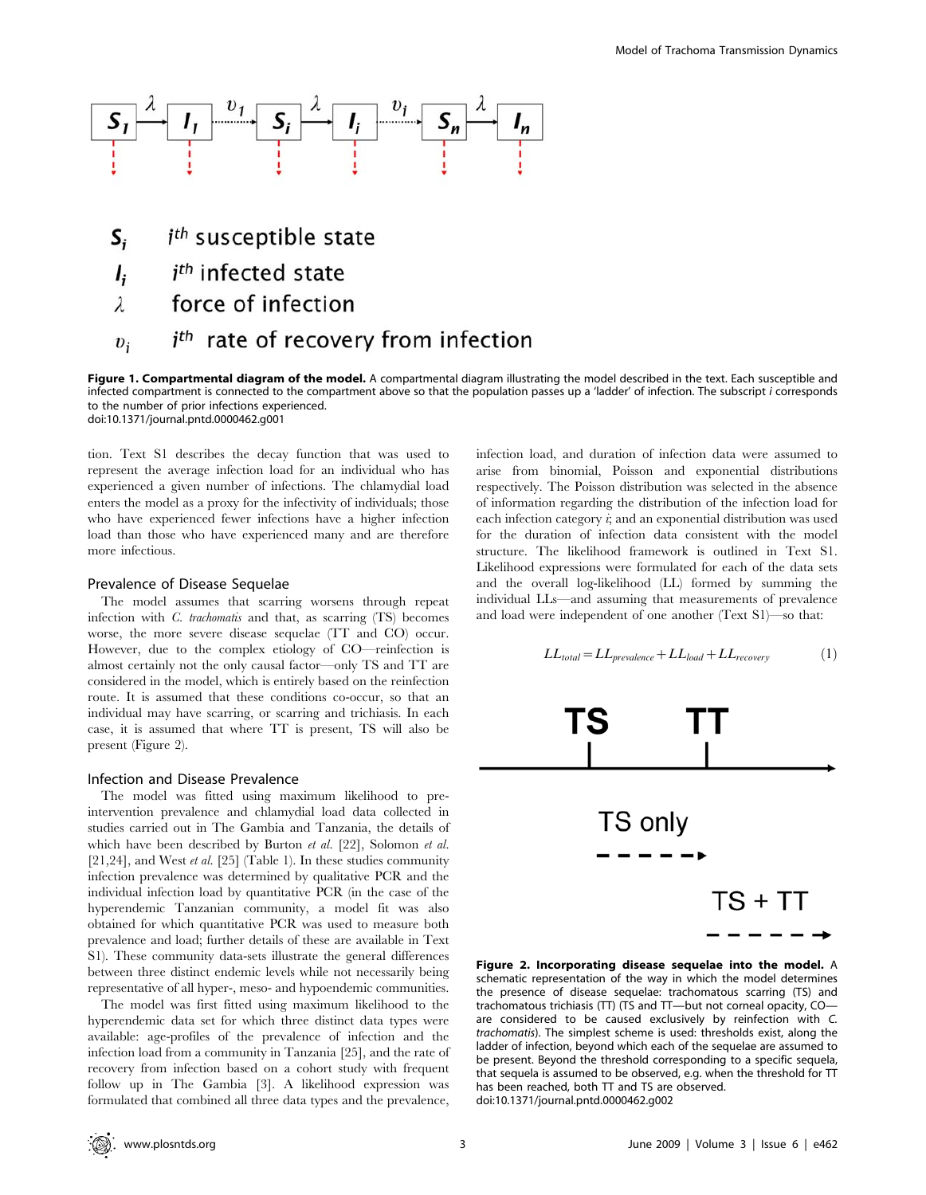**Figure 1. Compartmental diagram of the model.** A compartmental diagram illustrating the model described in the text. Each susceptible and infected compartment is connected to the compartment above so that the population passes up a 'ladder' of infection. The subscript *i* corresponds to the number of prior infections experienced.
doi:10.1371/journal.pntd.0000462.g001

tion. Text S1 describes the decay function that was used to represent the average infection load for an individual who has experienced a given number of infections. The chlamydial load enters the model as a proxy for the infectivity of individuals; those who have experienced fewer infections have a higher infection load than those who have experienced many and are therefore more infectious.

### Prevalence of Disease Sequelae

The model assumes that scarring worsens through repeat infection with *C. trachomatis* and that, as scarring (TS) becomes worse, the more severe disease sequelae (TT and CO) occur. However, due to the complex etiology of CO—reinfection is almost certainly not the only causal factor—only TS and TT are considered in the model, which is entirely based on the reinfection route. It is assumed that these conditions co-occur, so that an individual may have scarring, or scarring and trichiasis. In each case, it is assumed that where TT is present, TS will also be present (Figure 2).

### Infection and Disease Prevalence

The model was fitted using maximum likelihood to pre-intervention prevalence and chlamydial load data collected in studies carried out in The Gambia and Tanzania, the details of which have been described by Burton *et al.* [22], Solomon *et al.* [21,24], and West *et al.* [25] (Table 1). In these studies community infection prevalence was determined by qualitative PCR and the individual infection load by quantitative PCR (in the case of the hyperendemic Tanzanian community, a model fit was also obtained for which quantitative PCR was used to measure both prevalence and load; further details of these are available in Text S1). These community data-sets illustrate the general differences between three distinct endemic levels while not necessarily being representative of all hyper-, meso- and hypoendemic communities.

The model was first fitted using maximum likelihood to the hyperendemic data set for which three distinct data types were available: age-profiles of the prevalence of infection and the infection load from a community in Tanzania [25], and the rate of recovery from infection based on a cohort study with frequent follow up in The Gambia [3]. A likelihood expression was formulated that combined all three data types and the prevalence, infection load, and duration of infection data were assumed to arise from binomial, Poisson and exponential distributions respectively. The Poisson distribution was selected in the absence of information regarding the distribution of the infection load for each infection category *i*; and an exponential distribution was used for the duration of infection data consistent with the model structure. The likelihood framework is outlined in Text S1. Likelihood expressions were formulated for each of the data sets and the overall log-likelihood (LL) formed by summing the individual LLs—and assuming that measurements of prevalence and load were independent of one another (Text S1)—so that:

$$LL_{total} = LL_{prevalence} + LL_{load} + LL_{recovery} \tag{1}$$

**Figure 2. Incorporating disease sequelae into the model.** A schematic representation of the way in which the model determines the presence of disease sequelae: trachomatous scarring (TS) and trachomatous trichiasis (TT) (TS and TT—but not corneal opacity, CO—are considered to be caused exclusively by reinfection with *C. trachomatis*). The simplest scheme is used: thresholds exist, along the ladder of infection, beyond which each of the sequelae are assumed to be present. Beyond the threshold corresponding to a specific sequela, that sequela is assumed to be observed, e.g. when the threshold for TT has been reached, both TT and TS are observed.
doi:10.1371/journal.pntd.0000462.g002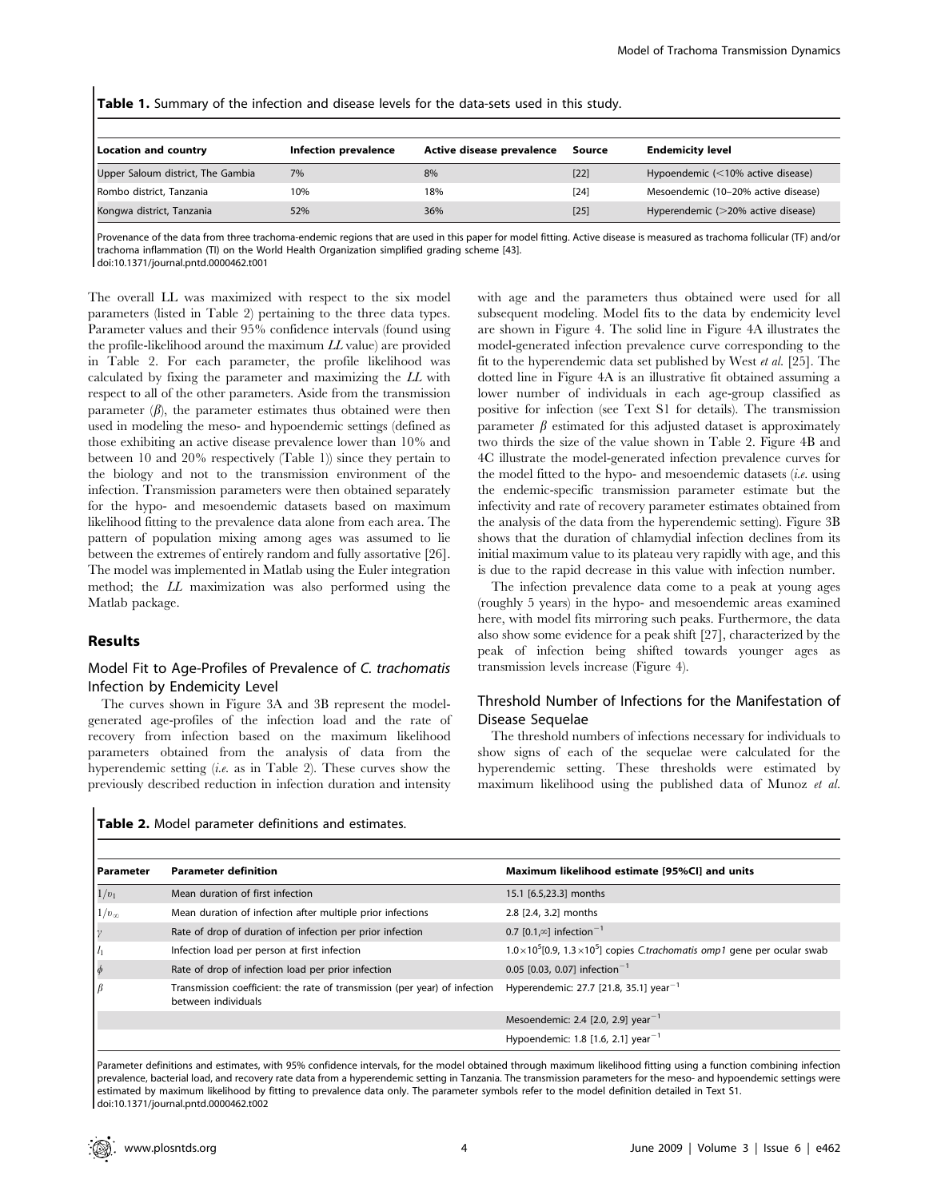**Table 1.** Summary of the infection and disease levels for the data-sets used in this study.

| Location and country | Infection prevalence | Active disease prevalence | Source | Endemicity level |
|---|---|---|---|---|
| Upper Saloum district, The Gambia | 7% | 8% | [22] | Hypoendemic (<10% active disease) |
| Rombo district, Tanzania | 10% | 18% | [24] | Mesoendemic (10–20% active disease) |
| Kongwa district, Tanzania | 52% | 36% | [25] | Hyperendemic (>20% active disease) |

Provenance of the data from three trachoma-endemic regions that are used in this paper for model fitting. Active disease is measured as trachoma follicular (TF) and/or trachoma inflammation (TI) on the World Health Organization simplified grading scheme [43].
doi:10.1371/journal.pntd.0000462.t001

The overall LL was maximized with respect to the six model parameters (listed in Table 2) pertaining to the three data types. Parameter values and their 95% confidence intervals (found using the profile-likelihood around the maximum *LL* value) are provided in Table 2. For each parameter, the profile likelihood was calculated by fixing the parameter and maximizing the *LL* with respect to all of the other parameters. Aside from the transmission parameter ($\beta$), the parameter estimates thus obtained were then used in modeling the meso- and hypoendemic settings (defined as those exhibiting an active disease prevalence lower than 10% and between 10 and 20% respectively (Table 1)) since they pertain to the biology and not to the transmission environment of the infection. Transmission parameters were then obtained separately for the hypo- and mesoendemic datasets based on maximum likelihood fitting to the prevalence data alone from each area. The pattern of population mixing among ages was assumed to lie between the extremes of entirely random and fully assortative [26]. The model was implemented in Matlab using the Euler integration method; the *LL* maximization was also performed using the Matlab package.

## Results

### Model Fit to Age-Profiles of Prevalence of *C. trachomatis* Infection by Endemicity Level

The curves shown in Figure 3A and 3B represent the model-generated age-profiles of the infection load and the rate of recovery from infection based on the maximum likelihood parameters obtained from the analysis of data from the hyperendemic setting (*i.e.* as in Table 2). These curves show the previously described reduction in infection duration and intensity with age and the parameters thus obtained were used for all subsequent modeling. Model fits to the data by endemicity level are shown in Figure 4. The solid line in Figure 4A illustrates the model-generated infection prevalence curve corresponding to the fit to the hyperendemic data set published by West *et al.* [25]. The dotted line in Figure 4A is an illustrative fit obtained assuming a lower number of individuals in each age-group classified as positive for infection (see Text S1 for details). The transmission parameter $\beta$ estimated for this adjusted dataset is approximately two thirds the size of the value shown in Table 2. Figure 4B and 4C illustrate the model-generated infection prevalence curves for the model fitted to the hypo- and mesoendemic datasets (*i.e.* using the endemic-specific transmission parameter estimate but the infectivity and rate of recovery parameter estimates obtained from the analysis of the data from the hyperendemic setting). Figure 3B shows that the duration of chlamydial infection declines from its initial maximum value to its plateau very rapidly with age, and this is due to the rapid decrease in this value with infection number.

The infection prevalence data come to a peak at young ages (roughly 5 years) in the hypo- and mesoendemic areas examined here, with model fits mirroring such peaks. Furthermore, the data also show some evidence for a peak shift [27], characterized by the peak of infection being shifted towards younger ages as transmission levels increase (Figure 4).

### Threshold Number of Infections for the Manifestation of Disease Sequelae

The threshold numbers of infections necessary for individuals to show signs of each of the sequelae were calculated for the hyperendemic setting. These thresholds were estimated by maximum likelihood using the published data of Munoz *et al.*

**Table 2.** Model parameter definitions and estimates.

| Parameter | Parameter definition | Maximum likelihood estimate [95%CI] and units |
|---|---|---|
| $1/v_1$ | Mean duration of first infection | 15.1 [6.5,23.3] months |
| $1/v_\infty$ | Mean duration of infection after multiple prior infections | 2.8 [2.4, 3.2] months |
| $\gamma$ | Rate of drop of duration of infection per prior infection | 0.7 [0.1,$\infty$] infection$^{-1}$ |
| $l_1$ | Infection load per person at first infection | $1.0\times10^5$[0.9, $1.3\times10^5$] copies *C.trachomatis omp1* gene per ocular swab |
| $\phi$ | Rate of drop of infection load per prior infection | 0.05 [0.03, 0.07] infection$^{-1}$ |
| $\beta$ | Transmission coefficient: the rate of transmission (per year) of infection between individuals | Hyperendemic: 27.7 [21.8, 35.1] year$^{-1}$ |
| | | Mesoendemic: 2.4 [2.0, 2.9] year$^{-1}$ |
| | | Hypoendemic: 1.8 [1.6, 2.1] year$^{-1}$ |

Parameter definitions and estimates, with 95% confidence intervals, for the model obtained through maximum likelihood fitting using a function combining infection prevalence, bacterial load, and recovery rate data from a hyperendemic setting in Tanzania. The transmission parameters for the meso- and hypoendemic settings were estimated by maximum likelihood by fitting to prevalence data only. The parameter symbols refer to the model definition detailed in Text S1.
doi:10.1371/journal.pntd.0000462.t002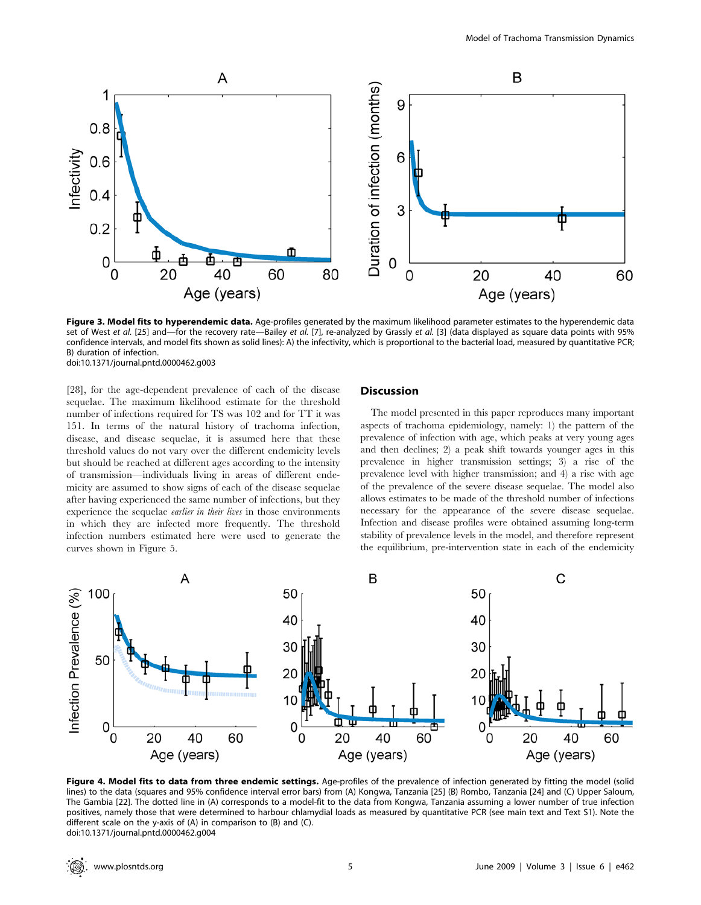**Figure 3. Model fits to hyperendemic data.** Age-profiles generated by the maximum likelihood parameter estimates to the hyperendemic data set of West *et al.* [25] and—for the recovery rate—Bailey *et al.* [7], re-analyzed by Grassly *et al.* [3] (data displayed as square data points with 95% confidence intervals, and model fits shown as solid lines): A) the infectivity, which is proportional to the bacterial load, measured by quantitative PCR; B) duration of infection.
doi:10.1371/journal.pntd.0000462.g003

[28], for the age-dependent prevalence of each of the disease sequelae. The maximum likelihood estimate for the threshold number of infections required for TS was 102 and for TT it was 151. In terms of the natural history of trachoma infection, disease, and disease sequelae, it is assumed here that these threshold values do not vary over the different endemicity levels but should be reached at different ages according to the intensity of transmission—individuals living in areas of different endemicity are assumed to show signs of each of the disease sequelae after having experienced the same number of infections, but they experience the sequelae *earlier in their lives* in those environments in which they are infected more frequently. The threshold infection numbers estimated here were used to generate the curves shown in Figure 5.

## Discussion

The model presented in this paper reproduces many important aspects of trachoma epidemiology, namely: 1) the pattern of the prevalence of infection with age, which peaks at very young ages and then declines; 2) a peak shift towards younger ages in this prevalence in higher transmission settings; 3) a rise of the prevalence level with higher transmission; and 4) a rise with age of the prevalence of the severe disease sequelae. The model also allows estimates to be made of the threshold number of infections necessary for the appearance of the severe disease sequelae. Infection and disease profiles were obtained assuming long-term stability of prevalence levels in the model, and therefore represent the equilibrium, pre-intervention state in each of the endemicity

**Figure 4. Model fits to data from three endemic settings.** Age-profiles of the prevalence of infection generated by fitting the model (solid lines) to the data (squares and 95% confidence interval error bars) from (A) Kongwa, Tanzania [25] (B) Rombo, Tanzania [24] and (C) Upper Saloum, The Gambia [22]. The dotted line in (A) corresponds to a model-fit to the data from Kongwa, Tanzania assuming a lower number of true infection positives, namely those that were determined to harbour chlamydial loads as measured by quantitative PCR (see main text and Text S1). Note the different scale on the y-axis of (A) in comparison to (B) and (C).
doi:10.1371/journal.pntd.0000462.g004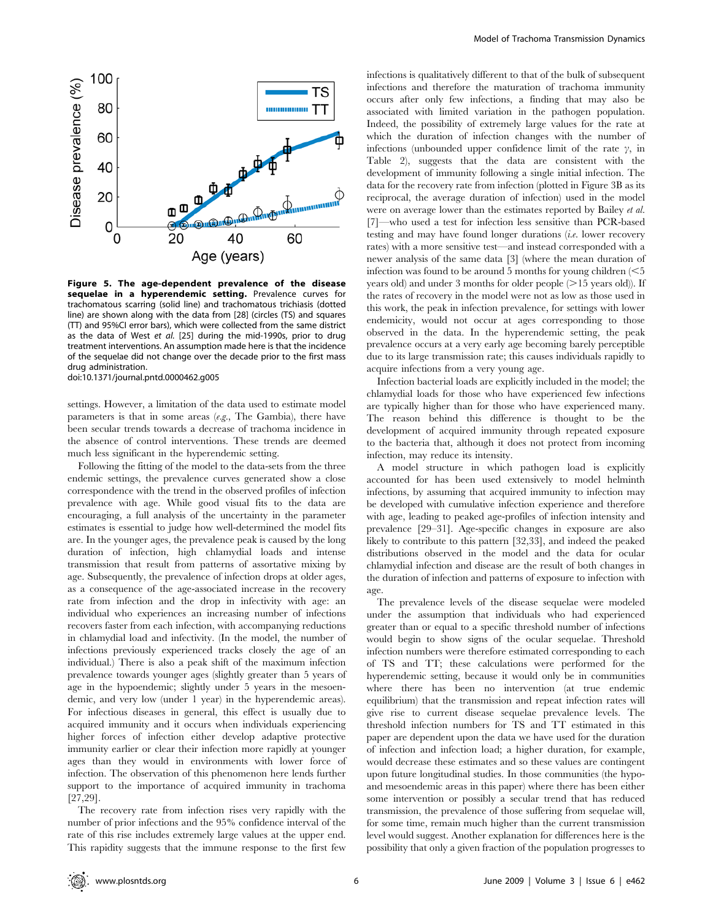**Figure 5. The age-dependent prevalence of the disease sequelae in a hyperendemic setting.** Prevalence curves for trachomatous scarring (solid line) and trachomatous trichiasis (dotted line) are shown along with the data from [28] (circles (TS) and squares (TT) and 95%CI error bars), which were collected from the same district as the data of West *et al.* [25] during the mid-1990s, prior to drug treatment interventions. An assumption made here is that the incidence of the sequelae did not change over the decade prior to the first mass drug administration.
doi:10.1371/journal.pntd.0000462.g005

settings. However, a limitation of the data used to estimate model parameters is that in some areas (*e.g.*, The Gambia), there have been secular trends towards a decrease of trachoma incidence in the absence of control interventions. These trends are deemed much less significant in the hyperendemic setting.

Following the fitting of the model to the data-sets from the three endemic settings, the prevalence curves generated show a close correspondence with the trend in the observed profiles of infection prevalence with age. While good visual fits to the data are encouraging, a full analysis of the uncertainty in the parameter estimates is essential to judge how well-determined the model fits are. In the younger ages, the prevalence peak is caused by the long duration of infection, high chlamydial loads and intense transmission that result from patterns of assortative mixing by age. Subsequently, the prevalence of infection drops at older ages, as a consequence of the age-associated increase in the recovery rate from infection and the drop in infectivity with age: an individual who experiences an increasing number of infections recovers faster from each infection, with accompanying reductions in chlamydial load and infectivity. (In the model, the number of infections previously experienced tracks closely the age of an individual.) There is also a peak shift of the maximum infection prevalence towards younger ages (slightly greater than 5 years of age in the hypoendemic; slightly under 5 years in the mesoendemic, and very low (under 1 year) in the hyperendemic areas). For infectious diseases in general, this effect is usually due to acquired immunity and it occurs when individuals experiencing higher forces of infection either develop adaptive protective immunity earlier or clear their infection more rapidly at younger ages than they would in environments with lower force of infection. The observation of this phenomenon here lends further support to the importance of acquired immunity in trachoma [27,29].

The recovery rate from infection rises very rapidly with the number of prior infections and the 95% confidence interval of the rate of this rise includes extremely large values at the upper end. This rapidity suggests that the immune response to the first few infections is qualitatively different to that of the bulk of subsequent infections and therefore the maturation of trachoma immunity occurs after only few infections, a finding that may also be associated with limited variation in the pathogen population. Indeed, the possibility of extremely large values for the rate at which the duration of infection changes with the number of infections (unbounded upper confidence limit of the rate $\gamma$, in Table 2), suggests that the data are consistent with the development of immunity following a single initial infection. The data for the recovery rate from infection (plotted in Figure 3B as its reciprocal, the average duration of infection) used in the model were on average lower than the estimates reported by Bailey *et al.* [7]—who used a test for infection less sensitive than PCR-based testing and may have found longer durations (*i.e.* lower recovery rates) with a more sensitive test—and instead corresponded with a newer analysis of the same data [3] (where the mean duration of infection was found to be around 5 months for young children (<5 years old) and under 3 months for older people (>15 years old)). If the rates of recovery in the model were not as low as those used in this work, the peak in infection prevalence, for settings with lower endemicity, would not occur at ages corresponding to those observed in the data. In the hyperendemic setting, the peak prevalence occurs at a very early age becoming barely perceptible due to its large transmission rate; this causes individuals rapidly to acquire infections from a very young age.

Infection bacterial loads are explicitly included in the model; the chlamydial loads for those who have experienced few infections are typically higher than for those who have experienced many. The reason behind this difference is thought to be the development of acquired immunity through repeated exposure to the bacteria that, although it does not protect from incoming infection, may reduce its intensity.

A model structure in which pathogen load is explicitly accounted for has been used extensively to model helminth infections, by assuming that acquired immunity to infection may be developed with cumulative infection experience and therefore with age, leading to peaked age-profiles of infection intensity and prevalence [29–31]. Age-specific changes in exposure are also likely to contribute to this pattern [32,33], and indeed the peaked distributions observed in the model and the data for ocular chlamydial infection and disease are the result of both changes in the duration of infection and patterns of exposure to infection with age.

The prevalence levels of the disease sequelae were modeled under the assumption that individuals who had experienced greater than or equal to a specific threshold number of infections would begin to show signs of the ocular sequelae. Threshold infection numbers were therefore estimated corresponding to each of TS and TT; these calculations were performed for the hyperendemic setting, because it would only be in communities where there has been no intervention (at true endemic equilibrium) that the transmission and repeat infection rates will give rise to current disease sequelae prevalence levels. The threshold infection numbers for TS and TT estimated in this paper are dependent upon the data we have used for the duration of infection and infection load; a higher duration, for example, would decrease these estimates and so these values are contingent upon future longitudinal studies. In those communities (the hypo- and mesoendemic areas in this paper) where there has been either some intervention or possibly a secular trend that has reduced transmission, the prevalence of those suffering from sequelae will, for some time, remain much higher than the current transmission level would suggest. Another explanation for differences here is the possibility that only a given fraction of the population progresses to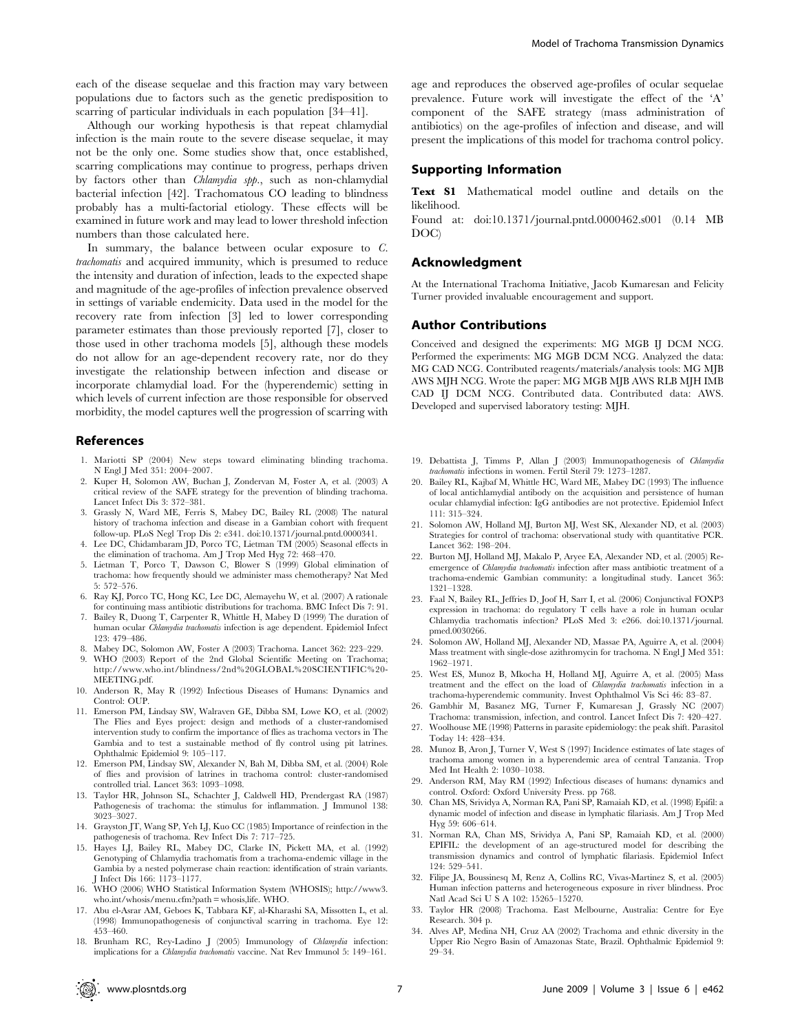each of the disease sequelae and this fraction may vary between populations due to factors such as the genetic predisposition to scarring of particular individuals in each population [34–41].

Although our working hypothesis is that repeat chlamydial infection is the main route to the severe disease sequelae, it may not be the only one. Some studies show that, once established, scarring complications may continue to progress, perhaps driven by factors other than *Chlamydia spp*., such as non-chlamydial bacterial infection [42]. Trachomatous CO leading to blindness probably has a multi-factorial etiology. These effects will be examined in future work and may lead to lower threshold infection numbers than those calculated here.

In summary, the balance between ocular exposure to *C. trachomatis* and acquired immunity, which is presumed to reduce the intensity and duration of infection, leads to the expected shape and magnitude of the age-profiles of infection prevalence observed in settings of variable endemicity. Data used in the model for the recovery rate from infection [3] led to lower corresponding parameter estimates than those previously reported [7], closer to those used in other trachoma models [5], although these models do not allow for an age-dependent recovery rate, nor do they investigate the relationship between infection and disease or incorporate chlamydial load. For the (hyperendemic) setting in which levels of current infection are those responsible for observed morbidity, the model captures well the progression of scarring with age and reproduces the observed age-profiles of ocular sequelae prevalence. Future work will investigate the effect of the 'A' component of the SAFE strategy (mass administration of antibiotics) on the age-profiles of infection and disease, and will present the implications of this model for trachoma control policy.

## Supporting Information

**Text S1** Mathematical model outline and details on the likelihood.

Found at: doi:10.1371/journal.pntd.0000462.s001 (0.14 MB DOC)

## Acknowledgment

At the International Trachoma Initiative, Jacob Kumaresan and Felicity Turner provided invaluable encouragement and support.

## Author Contributions

Conceived and designed the experiments: MG MGB IJ DCM NCG. Performed the experiments: MG MGB DCM NCG. Analyzed the data: MG CAD NCG. Contributed reagents/materials/analysis tools: MG MJB AWS MJH NCG. Wrote the paper: MG MGB MJB AWS RLB MJH IMB CAD IJ DCM NCG. Contributed data. Contributed data: AWS. Developed and supervised laboratory testing: MJH.

## References

1. Mariotti SP (2004) New steps toward eliminating blinding trachoma. N Engl J Med 351: 2004–2007.
2. Kuper H, Solomon AW, Buchan J, Zondervan M, Foster A, et al. (2003) A critical review of the SAFE strategy for the prevention of blinding trachoma. Lancet Infect Dis 3: 372–381.
3. Grassly N, Ward ME, Ferris S, Mabey DC, Bailey RL (2008) The natural history of trachoma infection and disease in a Gambian cohort with frequent follow-up. PLoS Negl Trop Dis 2: e341. doi:10.1371/journal.pntd.0000341.
4. Lee DC, Chidambaram JD, Porco TC, Lietman TM (2005) Seasonal effects in the elimination of trachoma. Am J Trop Med Hyg 72: 468–470.
5. Lietman T, Porco T, Dawson C, Blower S (1999) Global elimination of trachoma: how frequently should we administer mass chemotherapy? Nat Med 5: 572–576.
6. Ray KJ, Porco TC, Hong KC, Lee DC, Alemayehu W, et al. (2007) A rationale for continuing mass antibiotic distributions for trachoma. BMC Infect Dis 7: 91.
7. Bailey R, Duong T, Carpenter R, Whittle H, Mabey D (1999) The duration of human ocular *Chlamydia trachomatis* infection is age dependent. Epidemiol Infect 123: 479–486.
8. Mabey DC, Solomon AW, Foster A (2003) Trachoma. Lancet 362: 223–229.
9. WHO (2003) Report of the 2nd Global Scientific Meeting on Trachoma; http://www.who.int/blindness/2nd%20GLOBAL%20SCIENTIFIC%20-MEETING.pdf.
10. Anderson R, May R (1992) Infectious Diseases of Humans: Dynamics and Control: OUP.
11. Emerson PM, Lindsay SW, Walraven GE, Dibba SM, Lowe KO, et al. (2002) The Flies and Eyes project: design and methods of a cluster-randomised intervention study to confirm the importance of flies as trachoma vectors in The Gambia and to test a sustainable method of fly control using pit latrines. Ophthalmic Epidemiol 9: 105–117.
12. Emerson PM, Lindsay SW, Alexander N, Bah M, Dibba SM, et al. (2004) Role of flies and provision of latrines in trachoma control: cluster-randomised controlled trial. Lancet 363: 1093–1098.
13. Taylor HR, Johnson SL, Schachter J, Caldwell HD, Prendergast RA (1987) Pathogenesis of trachoma: the stimulus for inflammation. J Immunol 138: 3023–3027.
14. Grayston JT, Wang SP, Yeh LJ, Kuo CC (1985) Importance of reinfection in the pathogenesis of trachoma. Rev Infect Dis 7: 717–725.
15. Hayes LJ, Bailey RL, Mabey DC, Clarke IN, Pickett MA, et al. (1992) Genotyping of Chlamydia trachomatis from a trachoma-endemic village in the Gambia by a nested polymerase chain reaction: identification of strain variants. J Infect Dis 166: 1173–1177.
16. WHO (2006) WHO Statistical Information System (WHOSIS); http://www3.who.int/whosis/menu.cfm?path=whosis,life. WHO.
17. Abu el-Asrar AM, Geboes K, Tabbara KF, al-Kharashi SA, Missotten L, et al. (1998) Immunopathogenesis of conjunctival scarring in trachoma. Eye 12: 453–460.
18. Brunham RC, Rey-Ladino J (2005) Immunology of *Chlamydia* infection: implications for a *Chlamydia trachomatis* vaccine. Nat Rev Immunol 5: 149–161.
19. Debattista J, Timms P, Allan J (2003) Immunopathogenesis of *Chlamydia trachomatis* infections in women. Fertil Steril 79: 1273–1287.
20. Bailey RL, Kajbaf M, Whittle HC, Ward ME, Mabey DC (1993) The influence of local antichlamydial antibody on the acquisition and persistence of human ocular chlamydial infection: IgG antibodies are not protective. Epidemiol Infect 111: 315–324.
21. Solomon AW, Holland MJ, Burton MJ, West SK, Alexander ND, et al. (2003) Strategies for control of trachoma: observational study with quantitative PCR. Lancet 362: 198–204.
22. Burton MJ, Holland MJ, Makalo P, Aryee EA, Alexander ND, et al. (2005) Re-emergence of *Chlamydia trachomatis* infection after mass antibiotic treatment of a trachoma-endemic Gambian community: a longitudinal study. Lancet 365: 1321–1328.
23. Faal N, Bailey RL, Jeffries D, Joof H, Sarr I, et al. (2006) Conjunctival FOXP3 expression in trachoma: do regulatory T cells have a role in human ocular Chlamydia trachomatis infection? PLoS Med 3: e266. doi:10.1371/journal.pmed.0030266.
24. Solomon AW, Holland MJ, Alexander ND, Massae PA, Aguirre A, et al. (2004) Mass treatment with single-dose azithromycin for trachoma. N Engl J Med 351: 1962–1971.
25. West ES, Munoz B, Mkocha H, Holland MJ, Aguirre A, et al. (2005) Mass treatment and the effect on the load of *Chlamydia trachomatis* infection in a trachoma-hyperendemic community. Invest Ophthalmol Vis Sci 46: 83–87.
26. Gambhir M, Basanez MG, Turner F, Kumaresan J, Grassly NC (2007) Trachoma: transmission, infection, and control. Lancet Infect Dis 7: 420–427.
27. Woolhouse ME (1998) Patterns in parasite epidemiology: the peak shift. Parasitol Today 14: 428–434.
28. Munoz B, Aron J, Turner V, West S (1997) Incidence estimates of late stages of trachoma among women in a hyperendemic area of central Tanzania. Trop Med Int Health 2: 1030–1038.
29. Anderson RM, May RM (1992) Infectious diseases of humans: dynamics and control. Oxford: Oxford University Press. pp 768.
30. Chan MS, Srividya A, Norman RA, Pani SP, Ramaiah KD, et al. (1998) Epifil: a dynamic model of infection and disease in lymphatic filariasis. Am J Trop Med Hyg 59: 606–614.
31. Norman RA, Chan MS, Srividya A, Pani SP, Ramaiah KD, et al. (2000) EPIFIL: the development of an age-structured model for describing the transmission dynamics and control of lymphatic filariasis. Epidemiol Infect 124: 529–541.
32. Filipe JA, Boussinesq M, Renz A, Collins RC, Vivas-Martinez S, et al. (2005) Human infection patterns and heterogeneous exposure in river blindness. Proc Natl Acad Sci U S A 102: 15265–15270.
33. Taylor HR (2008) Trachoma. East Melbourne, Australia: Centre for Eye Research. 304 p.
34. Alves AP, Medina NH, Cruz AA (2002) Trachoma and ethnic diversity in the Upper Rio Negro Basin of Amazonas State, Brazil. Ophthalmic Epidemiol 9: 29–34.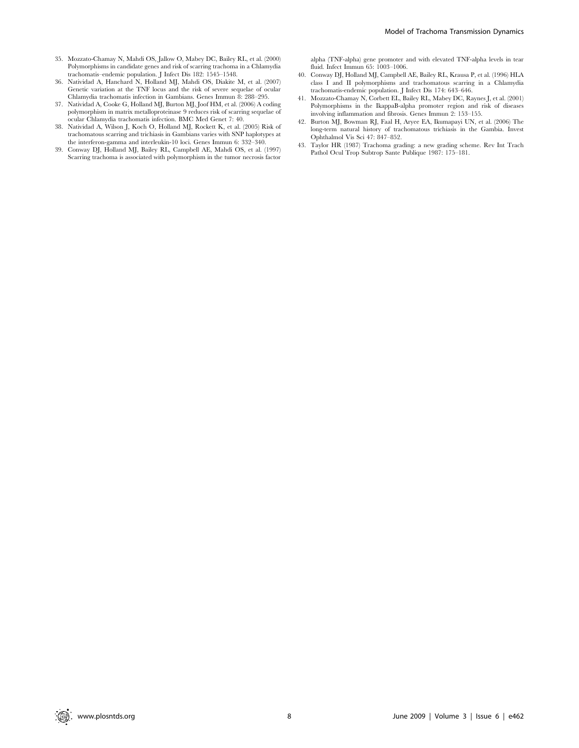35. Mozzato-Chamay N, Mahdi OS, Jallow O, Mabey DC, Bailey RL, et al. (2000) Polymorphisms in candidate genes and risk of scarring trachoma in a Chlamydia trachomatis–endemic population. J Infect Dis 182: 1545–1548.
36. Natividad A, Hanchard N, Holland MJ, Mahdi OS, Diakite M, et al. (2007) Genetic variation at the TNF locus and the risk of severe sequelae of ocular Chlamydia trachomatis infection in Gambians. Genes Immun 8: 288–295.
37. Natividad A, Cooke G, Holland MJ, Burton MJ, Joof HM, et al. (2006) A coding polymorphism in matrix metalloproteinase 9 reduces risk of scarring sequelae of ocular Chlamydia trachomatis infection. BMC Med Genet 7: 40.
38. Natividad A, Wilson J, Koch O, Holland MJ, Rockett K, et al. (2005) Risk of trachomatous scarring and trichiasis in Gambians varies with SNP haplotypes at the interferon-gamma and interleukin-10 loci. Genes Immun 6: 332–340.
39. Conway DJ, Holland MJ, Bailey RL, Campbell AE, Mahdi OS, et al. (1997) Scarring trachoma is associated with polymorphism in the tumor necrosis factor alpha (TNF-alpha) gene promoter and with elevated TNF-alpha levels in tear fluid. Infect Immun 65: 1003–1006.
40. Conway DJ, Holland MJ, Campbell AE, Bailey RL, Krausa P, et al. (1996) HLA class I and II polymorphisms and trachomatous scarring in a Chlamydia trachomatis-endemic population. J Infect Dis 174: 643–646.
41. Mozzato-Chamay N, Corbett EL, Bailey RL, Mabey DC, Raynes J, et al. (2001) Polymorphisms in the IkappaB-alpha promoter region and risk of diseases involving inflammation and fibrosis. Genes Immun 2: 153–155.
42. Burton MJ, Bowman RJ, Faal H, Aryee EA, Ikumapayi UN, et al. (2006) The long-term natural history of trachomatous trichiasis in the Gambia. Invest Ophthalmol Vis Sci 47: 847–852.
43. Taylor HR (1987) Trachoma grading: a new grading scheme. Rev Int Trach Pathol Ocul Trop Subtrop Sante Publique 1987: 175–181.